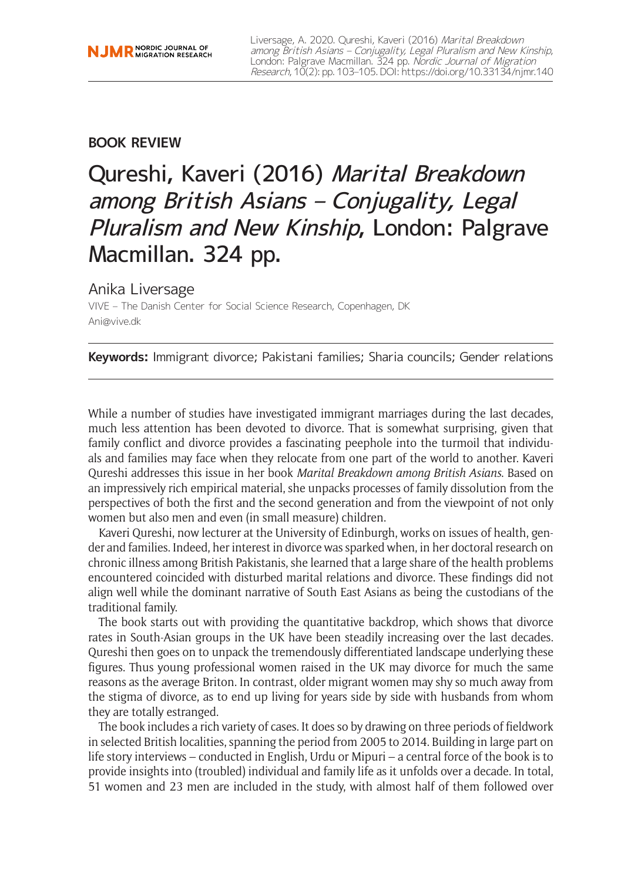**BOOK REVIEW**

# Qureshi, Kaveri (2016) *Marital Breakdown among British Asians – Conjugality, Legal Pluralism and New Kinship*, London: Palgrave Macmillan. 324 pp.

Anika Liversage

VIVE – The Danish Center for Social Science Research, Copenhagen, DK
Ani@vive.dk

**Keywords:** Immigrant divorce; Pakistani families; Sharia councils; Gender relations

While a number of studies have investigated immigrant marriages during the last decades, much less attention has been devoted to divorce. That is somewhat surprising, given that family conflict and divorce provides a fascinating peephole into the turmoil that individuals and families may face when they relocate from one part of the world to another. Kaveri Qureshi addresses this issue in her book *Marital Breakdown among British Asians*. Based on an impressively rich empirical material, she unpacks processes of family dissolution from the perspectives of both the first and the second generation and from the viewpoint of not only women but also men and even (in small measure) children.

Kaveri Qureshi, now lecturer at the University of Edinburgh, works on issues of health, gender and families. Indeed, her interest in divorce was sparked when, in her doctoral research on chronic illness among British Pakistanis, she learned that a large share of the health problems encountered coincided with disturbed marital relations and divorce. These findings did not align well while the dominant narrative of South East Asians as being the custodians of the traditional family.

The book starts out with providing the quantitative backdrop, which shows that divorce rates in South-Asian groups in the UK have been steadily increasing over the last decades. Qureshi then goes on to unpack the tremendously differentiated landscape underlying these figures. Thus young professional women raised in the UK may divorce for much the same reasons as the average Briton. In contrast, older migrant women may shy so much away from the stigma of divorce, as to end up living for years side by side with husbands from whom they are totally estranged.

The book includes a rich variety of cases. It does so by drawing on three periods of fieldwork in selected British localities, spanning the period from 2005 to 2014. Building in large part on life story interviews – conducted in English, Urdu or Mipuri – a central force of the book is to provide insights into (troubled) individual and family life as it unfolds over a decade. In total, 51 women and 23 men are included in the study, with almost half of them followed over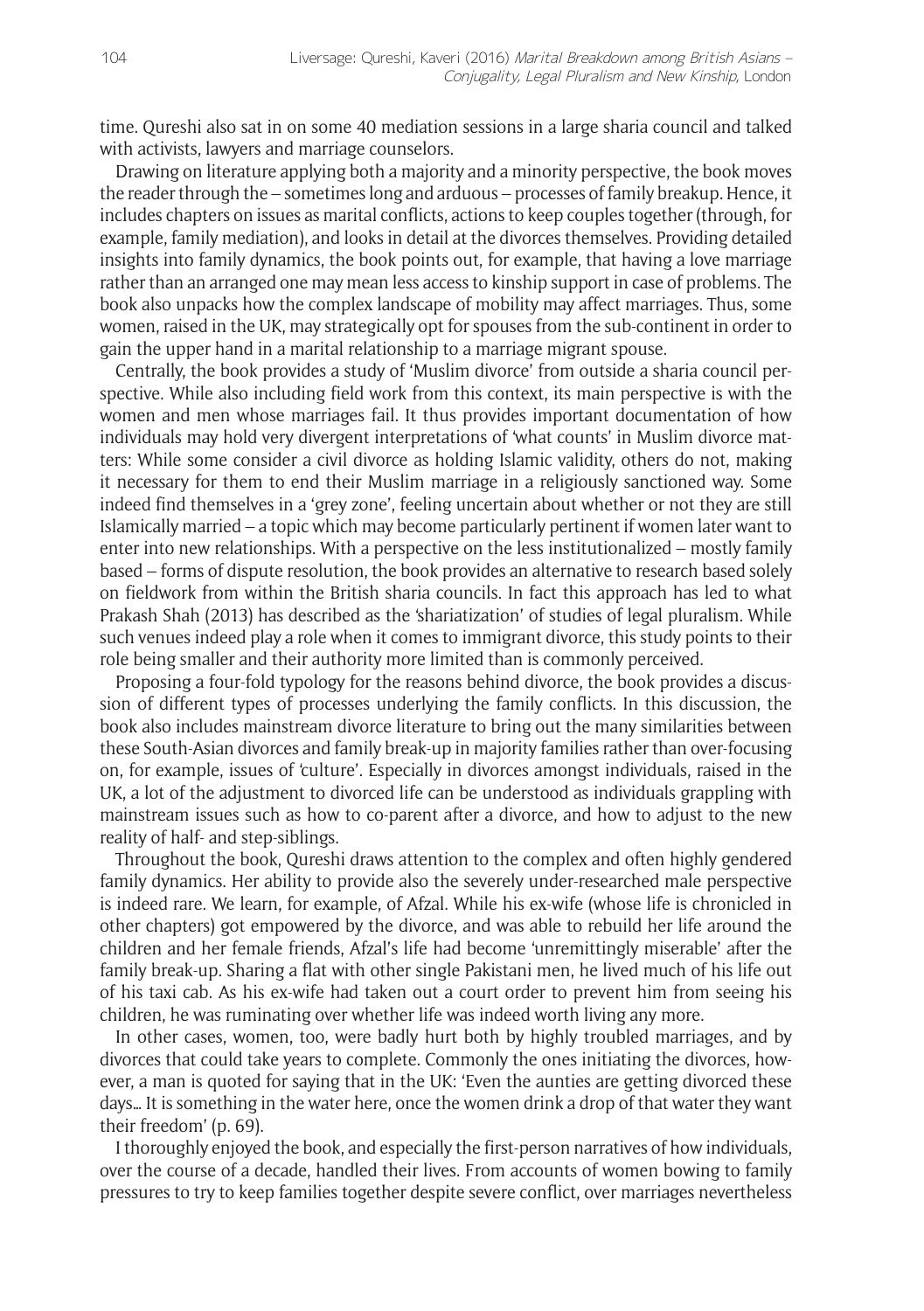time. Qureshi also sat in on some 40 mediation sessions in a large sharia council and talked with activists, lawyers and marriage counselors.

Drawing on literature applying both a majority and a minority perspective, the book moves the reader through the – sometimes long and arduous – processes of family breakup. Hence, it includes chapters on issues as marital conflicts, actions to keep couples together (through, for example, family mediation), and looks in detail at the divorces themselves. Providing detailed insights into family dynamics, the book points out, for example, that having a love marriage rather than an arranged one may mean less access to kinship support in case of problems. The book also unpacks how the complex landscape of mobility may affect marriages. Thus, some women, raised in the UK, may strategically opt for spouses from the sub-continent in order to gain the upper hand in a marital relationship to a marriage migrant spouse.

Centrally, the book provides a study of 'Muslim divorce' from outside a sharia council perspective. While also including field work from this context, its main perspective is with the women and men whose marriages fail. It thus provides important documentation of how individuals may hold very divergent interpretations of 'what counts' in Muslim divorce matters: While some consider a civil divorce as holding Islamic validity, others do not, making it necessary for them to end their Muslim marriage in a religiously sanctioned way. Some indeed find themselves in a 'grey zone', feeling uncertain about whether or not they are still Islamically married – a topic which may become particularly pertinent if women later want to enter into new relationships. With a perspective on the less institutionalized – mostly family based – forms of dispute resolution, the book provides an alternative to research based solely on fieldwork from within the British sharia councils. In fact this approach has led to what Prakash Shah (2013) has described as the 'shariatization' of studies of legal pluralism. While such venues indeed play a role when it comes to immigrant divorce, this study points to their role being smaller and their authority more limited than is commonly perceived.

Proposing a four-fold typology for the reasons behind divorce, the book provides a discussion of different types of processes underlying the family conflicts. In this discussion, the book also includes mainstream divorce literature to bring out the many similarities between these South-Asian divorces and family break-up in majority families rather than over-focusing on, for example, issues of 'culture'. Especially in divorces amongst individuals, raised in the UK, a lot of the adjustment to divorced life can be understood as individuals grappling with mainstream issues such as how to co-parent after a divorce, and how to adjust to the new reality of half- and step-siblings.

Throughout the book, Qureshi draws attention to the complex and often highly gendered family dynamics. Her ability to provide also the severely under-researched male perspective is indeed rare. We learn, for example, of Afzal. While his ex-wife (whose life is chronicled in other chapters) got empowered by the divorce, and was able to rebuild her life around the children and her female friends, Afzal's life had become 'unremittingly miserable' after the family break-up. Sharing a flat with other single Pakistani men, he lived much of his life out of his taxi cab. As his ex-wife had taken out a court order to prevent him from seeing his children, he was ruminating over whether life was indeed worth living any more.

In other cases, women, too, were badly hurt both by highly troubled marriages, and by divorces that could take years to complete. Commonly the ones initiating the divorces, however, a man is quoted for saying that in the UK: 'Even the aunties are getting divorced these days... It is something in the water here, once the women drink a drop of that water they want their freedom' (p. 69).

I thoroughly enjoyed the book, and especially the first-person narratives of how individuals, over the course of a decade, handled their lives. From accounts of women bowing to family pressures to try to keep families together despite severe conflict, over marriages nevertheless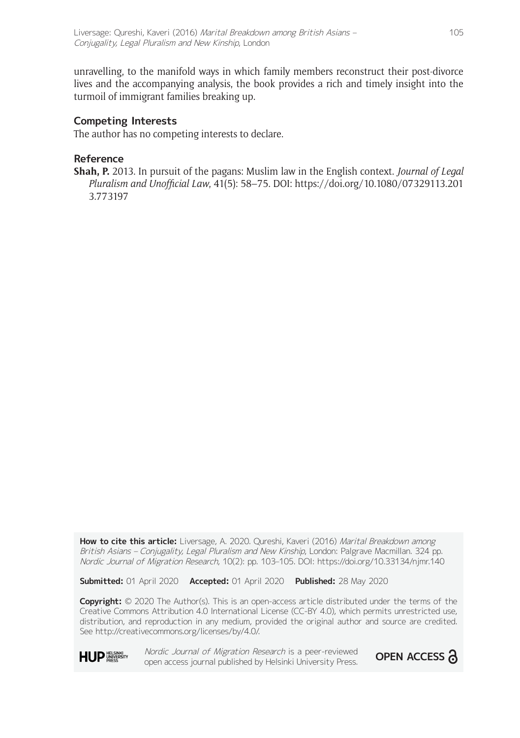unravelling, to the manifold ways in which family members reconstruct their post-divorce lives and the accompanying analysis, the book provides a rich and timely insight into the turmoil of immigrant families breaking up.

## Competing Interests

The author has no competing interests to declare.

## Reference

**Shah, P.** 2013. In pursuit of the pagans: Muslim law in the English context. *Journal of Legal Pluralism and Unofficial Law*, 41(5): 58–75. DOI: https://doi.org/10.1080/07329113.2013.773197

**How to cite this article:** Liversage, A. 2020. Qureshi, Kaveri (2016) *Marital Breakdown among British Asians – Conjugality, Legal Pluralism and New Kinship*, London: Palgrave Macmillan. 324 pp. *Nordic Journal of Migration Research*, 10(2): pp. 103–105. DOI: https://doi.org/10.33134/njmr.140

**Submitted:** 01 April 2020 **Accepted:** 01 April 2020 **Published:** 28 May 2020

**Copyright:** © 2020 The Author(s). This is an open-access article distributed under the terms of the Creative Commons Attribution 4.0 International License (CC-BY 4.0), which permits unrestricted use, distribution, and reproduction in any medium, provided the original author and source are credited. See http://creativecommons.org/licenses/by/4.0/.

HUP HELSINKI UNIVERSITY PRESS

*Nordic Journal of Migration Research* is a peer-reviewed open access journal published by Helsinki University Press.

OPEN ACCESS